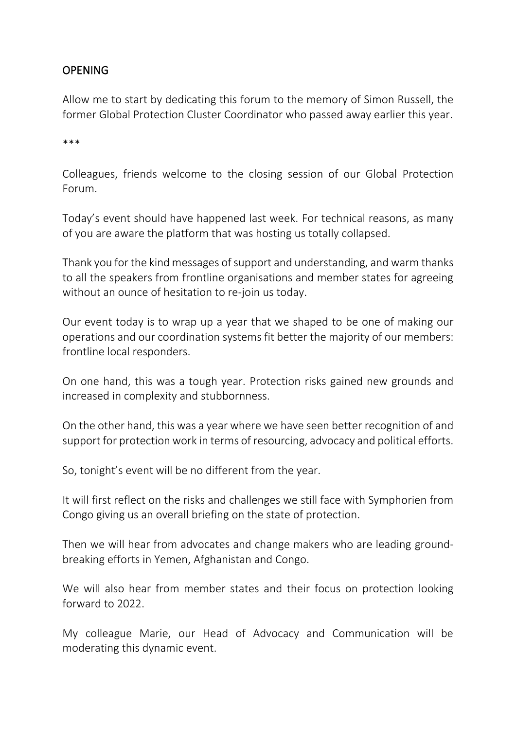## OPENING

Allow me to start by dedicating this forum to the memory of Simon Russell, the former Global Protection Cluster Coordinator who passed away earlier this year.

***

Colleagues, friends welcome to the closing session of our Global Protection Forum.

Today's event should have happened last week. For technical reasons, as many of you are aware the platform that was hosting us totally collapsed.

Thank you for the kind messages of support and understanding, and warm thanks to all the speakers from frontline organisations and member states for agreeing without an ounce of hesitation to re-join us today.

Our event today is to wrap up a year that we shaped to be one of making our operations and our coordination systems fit better the majority of our members: frontline local responders.

On one hand, this was a tough year. Protection risks gained new grounds and increased in complexity and stubbornness.

On the other hand, this was a year where we have seen better recognition of and support for protection work in terms of resourcing, advocacy and political efforts.

So, tonight's event will be no different from the year.

It will first reflect on the risks and challenges we still face with Symphorien from Congo giving us an overall briefing on the state of protection.

Then we will hear from advocates and change makers who are leading ground-breaking efforts in Yemen, Afghanistan and Congo.

We will also hear from member states and their focus on protection looking forward to 2022.

My colleague Marie, our Head of Advocacy and Communication will be moderating this dynamic event.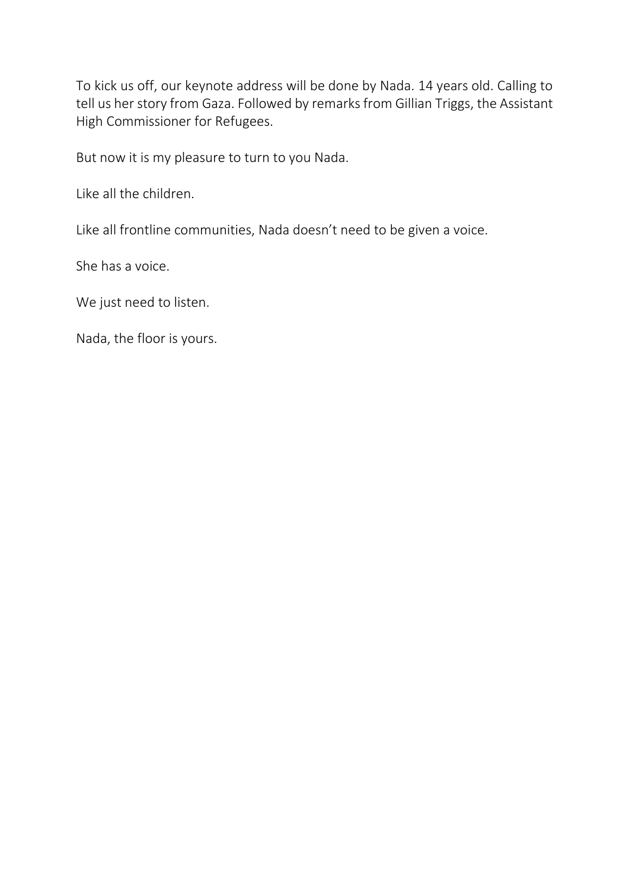To kick us off, our keynote address will be done by Nada. 14 years old. Calling to tell us her story from Gaza. Followed by remarks from Gillian Triggs, the Assistant High Commissioner for Refugees.

But now it is my pleasure to turn to you Nada.

Like all the children.

Like all frontline communities, Nada doesn't need to be given a voice.

She has a voice.

We just need to listen.

Nada, the floor is yours.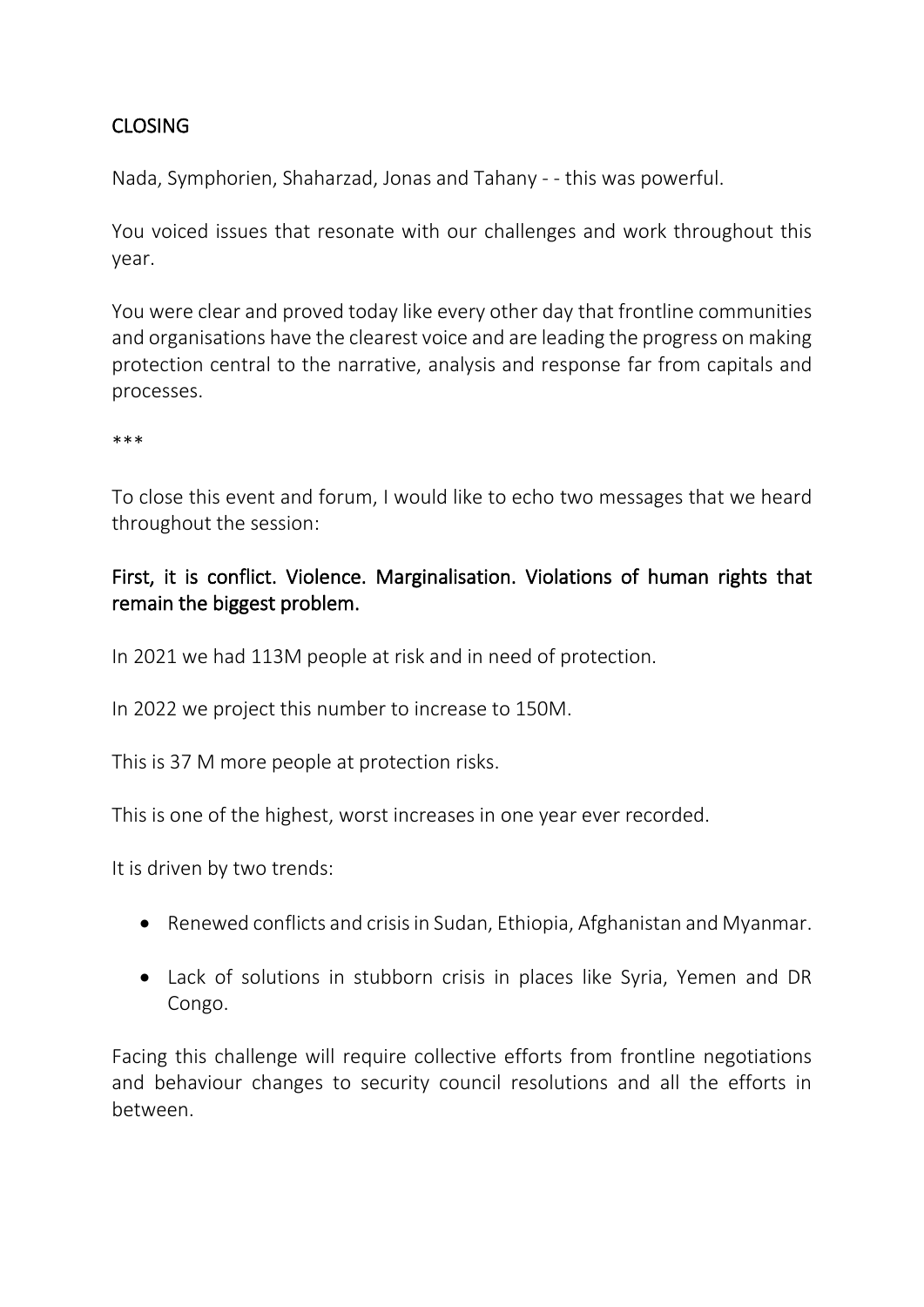## CLOSING

Nada, Symphorien, Shaharzad, Jonas and Tahany - - this was powerful.

You voiced issues that resonate with our challenges and work throughout this year.

You were clear and proved today like every other day that frontline communities and organisations have the clearest voice and are leading the progress on making protection central to the narrative, analysis and response far from capitals and processes.

***

To close this event and forum, I would like to echo two messages that we heard throughout the session:

### First, it is conflict. Violence. Marginalisation. Violations of human rights that remain the biggest problem.

In 2021 we had 113M people at risk and in need of protection.

In 2022 we project this number to increase to 150M.

This is 37 M more people at protection risks.

This is one of the highest, worst increases in one year ever recorded.

It is driven by two trends:

- Renewed conflicts and crisis in Sudan, Ethiopia, Afghanistan and Myanmar.
- Lack of solutions in stubborn crisis in places like Syria, Yemen and DR Congo.

Facing this challenge will require collective efforts from frontline negotiations and behaviour changes to security council resolutions and all the efforts in between.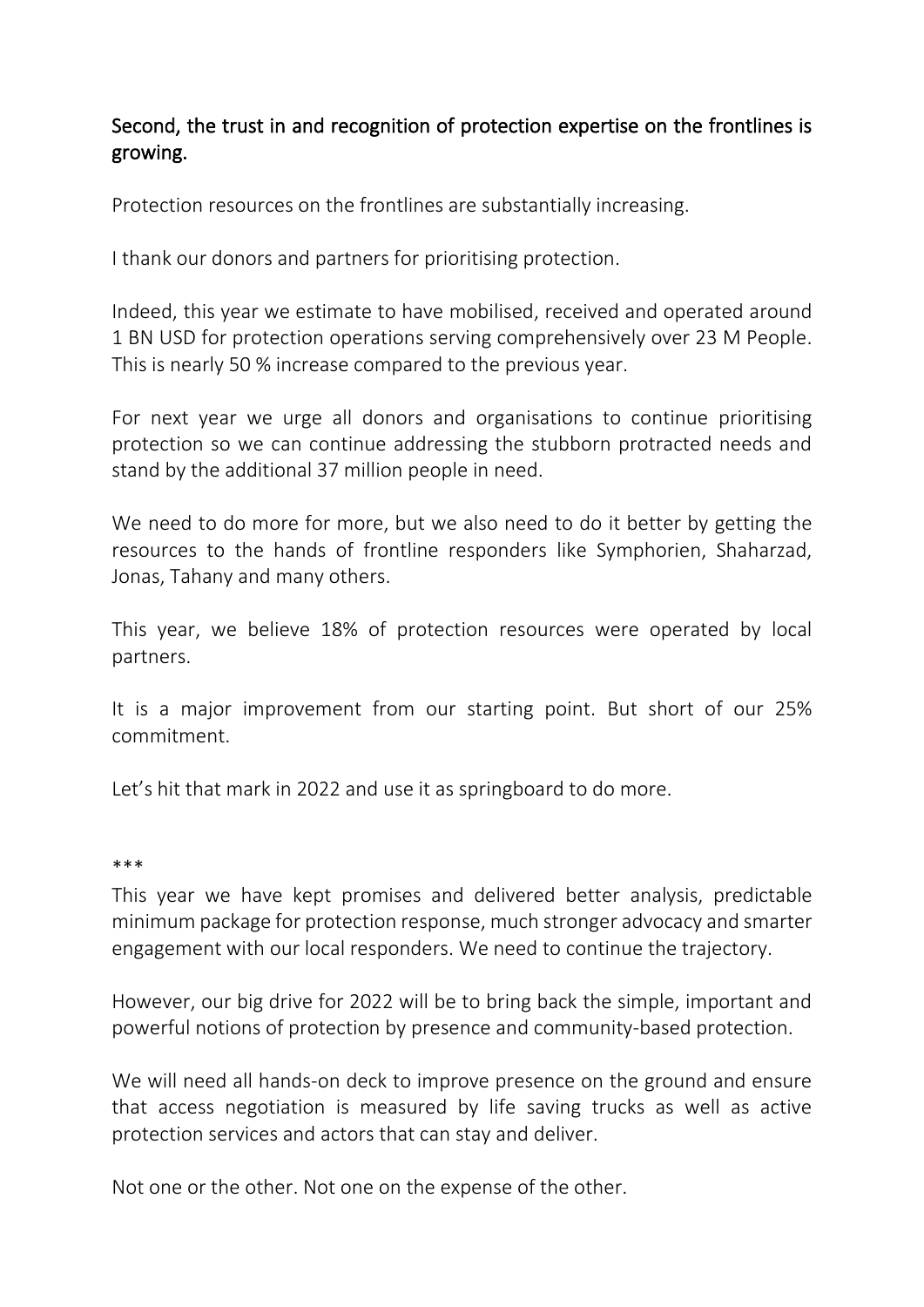Second, the trust in and recognition of protection expertise on the frontlines is growing.

Protection resources on the frontlines are substantially increasing.

I thank our donors and partners for prioritising protection.

Indeed, this year we estimate to have mobilised, received and operated around 1 BN USD for protection operations serving comprehensively over 23 M People. This is nearly 50 % increase compared to the previous year.

For next year we urge all donors and organisations to continue prioritising protection so we can continue addressing the stubborn protracted needs and stand by the additional 37 million people in need.

We need to do more for more, but we also need to do it better by getting the resources to the hands of frontline responders like Symphorien, Shaharzad, Jonas, Tahany and many others.

This year, we believe 18% of protection resources were operated by local partners.

It is a major improvement from our starting point. But short of our 25% commitment.

Let's hit that mark in 2022 and use it as springboard to do more.

***

This year we have kept promises and delivered better analysis, predictable minimum package for protection response, much stronger advocacy and smarter engagement with our local responders. We need to continue the trajectory.

However, our big drive for 2022 will be to bring back the simple, important and powerful notions of protection by presence and community-based protection.

We will need all hands-on deck to improve presence on the ground and ensure that access negotiation is measured by life saving trucks as well as active protection services and actors that can stay and deliver.

Not one or the other. Not one on the expense of the other.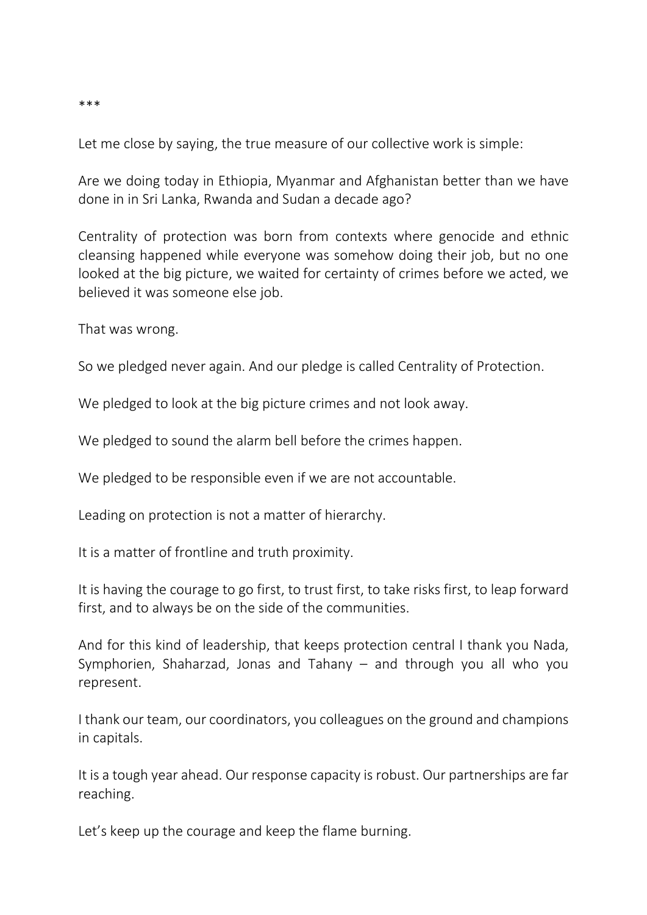***

Let me close by saying, the true measure of our collective work is simple:

Are we doing today in Ethiopia, Myanmar and Afghanistan better than we have done in in Sri Lanka, Rwanda and Sudan a decade ago?

Centrality of protection was born from contexts where genocide and ethnic cleansing happened while everyone was somehow doing their job, but no one looked at the big picture, we waited for certainty of crimes before we acted, we believed it was someone else job.

That was wrong.

So we pledged never again. And our pledge is called Centrality of Protection.

We pledged to look at the big picture crimes and not look away.

We pledged to sound the alarm bell before the crimes happen.

We pledged to be responsible even if we are not accountable.

Leading on protection is not a matter of hierarchy.

It is a matter of frontline and truth proximity.

It is having the courage to go first, to trust first, to take risks first, to leap forward first, and to always be on the side of the communities.

And for this kind of leadership, that keeps protection central I thank you Nada, Symphorien, Shaharzad, Jonas and Tahany – and through you all who you represent.

I thank our team, our coordinators, you colleagues on the ground and champions in capitals.

It is a tough year ahead. Our response capacity is robust. Our partnerships are far reaching.

Let's keep up the courage and keep the flame burning.